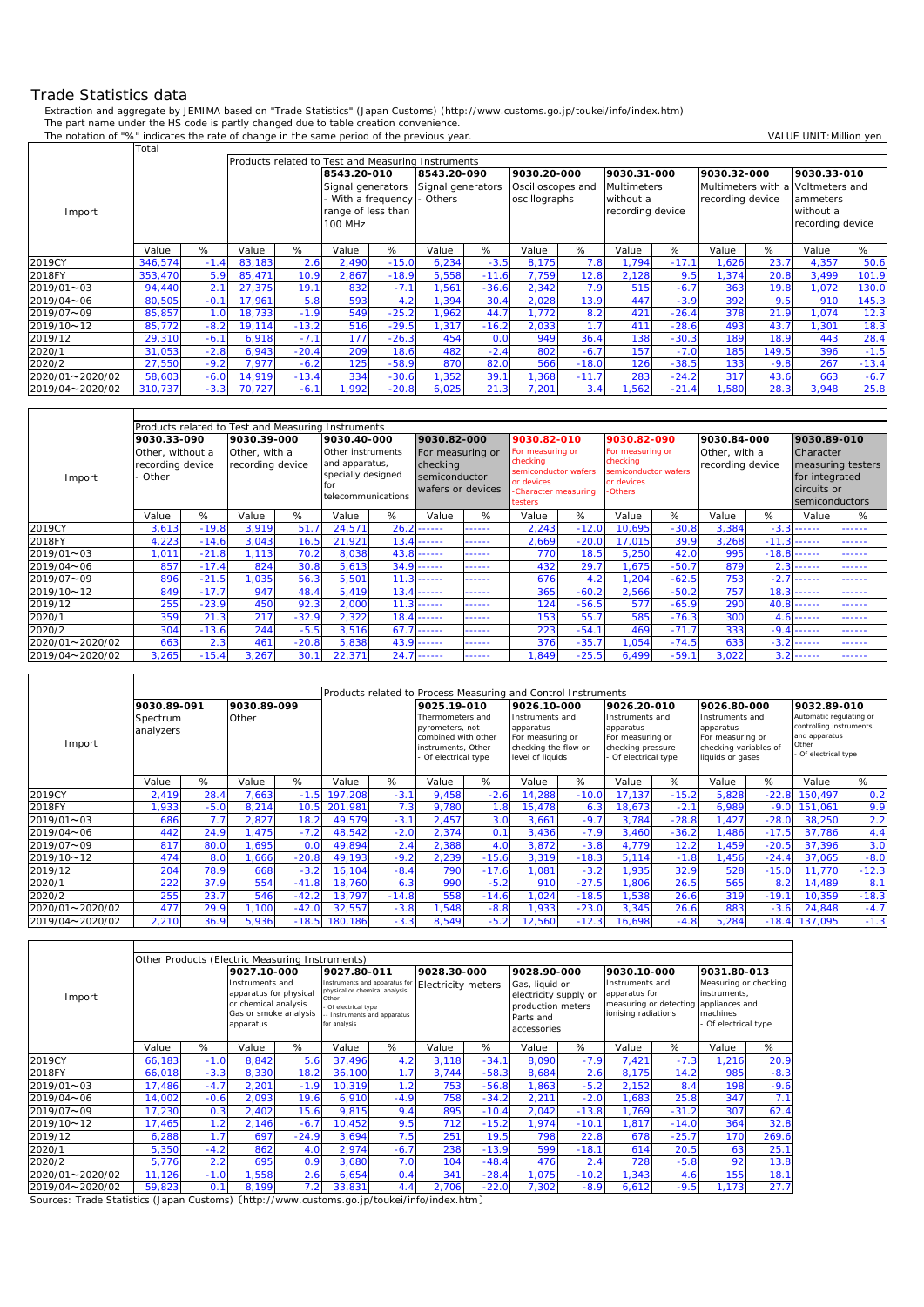# Trade Statistics data

Extraction and aggregate by JEMIMA based on "Trade Statistics" (Japan Customs) (http://www.customs.go.jp/toukei/info/index.htm)
The part name under the HS code is partly changed due to table creation convenience.
The notation of "%" indicates the rate of change in the same period of the previous year.

VALUE UNIT:Million yen

| Import | Total | | Products related to Test and Measuring Instruments | | 8543.20-010 Signal generators - With a frequency range of less than 100 MHz | | 8543.20-090 Signal generators - Others | | 9030.20-000 Oscilloscopes and oscillographs | | 9030.31-000 Multimeters without a recording device | | 9030.32-000 Multimeters with a recording device | | 9030.33-010 Voltmeters and ammeters without a recording device | |
|---|---|---|---|---|---|---|---|---|---|---|---|---|---|---|---|---|
| | Value | % | Value | % | Value | % | Value | % | Value | % | Value | % | Value | % | Value | % |
| 2019CY | 346,574 | -1.4 | 83,183 | 2.6 | 2,490 | -15.0 | 6,234 | -3.5 | 8,175 | 7.8 | 1,794 | -17.1 | 1,626 | 23.7 | 4,357 | 50.6 |
| 2018FY | 353,470 | 5.9 | 85,471 | 10.9 | 2,867 | -18.9 | 5,558 | -11.6 | 7,759 | 12.8 | 2,128 | 9.5 | 1,374 | 20.8 | 3,499 | 101.9 |
| 2019/01～03 | 94,440 | 2.1 | 27,375 | 19.1 | 832 | -7.1 | 1,561 | -36.6 | 2,342 | 7.9 | 515 | -6.7 | 363 | 19.8 | 1,072 | 130.0 |
| 2019/04～06 | 80,505 | -0.1 | 17,961 | 5.8 | 593 | 4.2 | 1,394 | 30.4 | 2,028 | 13.9 | 447 | -3.9 | 392 | 9.5 | 910 | 145.3 |
| 2019/07～09 | 85,857 | 1.0 | 18,733 | -1.9 | 549 | -25.2 | 1,962 | 44.7 | 1,772 | 8.2 | 421 | -26.4 | 378 | 21.9 | 1,074 | 12.3 |
| 2019/10～12 | 85,772 | -8.2 | 19,114 | -13.2 | 516 | -29.5 | 1,317 | -16.2 | 2,033 | 1.7 | 411 | -28.6 | 493 | 43.7 | 1,301 | 18.3 |
| 2019/12 | 29,310 | -6.1 | 6,918 | -7.1 | 177 | -26.3 | 454 | 0.0 | 949 | 36.4 | 138 | -30.3 | 189 | 18.9 | 443 | 28.4 |
| 2020/1 | 31,053 | -2.8 | 6,943 | -20.4 | 209 | 18.6 | 482 | -2.4 | 802 | -6.7 | 157 | -7.0 | 185 | 149.5 | 396 | -1.5 |
| 2020/2 | 27,550 | -9.2 | 7,977 | -6.2 | 125 | -58.9 | 870 | 82.0 | 566 | -18.0 | 126 | -38.5 | 133 | -9.8 | 267 | -13.4 |
| 2020/01～2020/02 | 58,603 | -6.0 | 14,919 | -13.4 | 334 | -30.6 | 1,352 | 39.1 | 1,368 | -11.7 | 283 | -24.2 | 317 | 43.6 | 663 | -6.7 |
| 2019/04～2020/02 | 310,737 | -3.3 | 70,727 | -6.1 | 1,992 | -20.8 | 6,025 | 21.3 | 7,201 | 3.4 | 1,562 | -21.4 | 1,580 | 28.3 | 3,948 | 25.8 |

| Import | Products related to Test and Measuring Instruments 9030.33-090 Other, without a recording device - Other | | 9030.39-000 Other, with a recording device | | 9030.40-000 Other instruments and apparatus, specially designed for telecommunications | | 9030.82-000 For measuring or checking semiconductor wafers or devices | | 9030.82-010 For measuring or checking semiconductor wafers or devices -Character measuring testers | | 9030.82-090 For measuring or checking semiconductor wafers or devices -Others | | 9030.84-000 Other, with a recording device | | 9030.89-010 Character measuring testers for integrated circuits or semiconductors | |
|---|---|---|---|---|---|---|---|---|---|---|---|---|---|---|---|---|
| | Value | % | Value | % | Value | % | Value | % | Value | % | Value | % | Value | % | Value | % |
| 2019CY | 3,613 | -19.8 | 3,919 | 51.7 | 24,571 | 26.2 | ------ | ------ | 2,243 | -12.0 | 10,695 | -30.8 | 3,384 | -3.3 | ------ | ------ |
| 2018FY | 4,223 | -14.6 | 3,043 | 16.5 | 21,921 | 13.4 | ------ | ------ | 2,669 | -20.0 | 17,015 | 39.9 | 3,268 | -11.3 | ------ | ------ |
| 2019/01～03 | 1,011 | -21.8 | 1,113 | 70.2 | 8,038 | 43.8 | ------ | ------ | 770 | 18.5 | 5,250 | 42.0 | 995 | -18.8 | ------ | ------ |
| 2019/04～06 | 857 | -17.4 | 824 | 30.8 | 5,613 | 34.9 | ------ | ------ | 432 | 29.7 | 1,675 | -50.7 | 879 | 2.3 | ------ | ------ |
| 2019/07～09 | 896 | -21.5 | 1,035 | 56.3 | 5,501 | 11.3 | ------ | ------ | 676 | 4.2 | 1,204 | -62.5 | 753 | -2.7 | ------ | ------ |
| 2019/10～12 | 849 | -17.7 | 947 | 48.4 | 5,419 | 13.4 | ------ | ------ | 365 | -60.2 | 2,566 | -50.2 | 757 | 18.3 | ------ | ------ |
| 2019/12 | 255 | -23.9 | 450 | 92.3 | 2,000 | 11.3 | ------ | ------ | 124 | -56.5 | 577 | -65.9 | 290 | 40.8 | ------ | ------ |
| 2020/1 | 359 | 21.3 | 217 | -32.9 | 2,322 | 18.4 | ------ | ------ | 153 | 55.7 | 585 | -76.3 | 300 | 4.6 | ------ | ------ |
| 2020/2 | 304 | -13.6 | 244 | -5.5 | 3,516 | 67.7 | ------ | ------ | 223 | -54.1 | 469 | -71.7 | 333 | -9.4 | ------ | ------ |
| 2020/01～2020/02 | 663 | 2.3 | 461 | -20.8 | 5,838 | 43.9 | ------ | ------ | 376 | -35.7 | 1,054 | -74.5 | 633 | -3.2 | ------ | ------ |
| 2019/04～2020/02 | 3,265 | -15.4 | 3,267 | 30.1 | 22,371 | 24.7 | ------ | ------ | 1,849 | -25.5 | 6,499 | -59.1 | 3,022 | 3.2 | ------ | ------ |

| Import | 9030.89-091 Spectrum analyzers | | 9030.89-099 Other | | Products related to Process Measuring and Control Instruments | | 9025.19-010 Thermometers and pyrometers, not combined with other instruments, Other - Of electrical type | | 9026.10-000 Instruments and apparatus For measuring or checking the flow or level of liquids | | 9026.20-010 Instruments and apparatus For measuring or checking pressure - Of electrical type | | 9026.80-000 Instruments and apparatus For measuring or checking variables of liquids or gases | | 9032.89-010 Automatic regulating or controlling instruments and apparatus Other - Of electrical type | |
|---|---|---|---|---|---|---|---|---|---|---|---|---|---|---|---|---|
| | Value | % | Value | % | Value | % | Value | % | Value | % | Value | % | Value | % | Value | % |
| 2019CY | 2,419 | 28.4 | 7,663 | -1.5 | 197,208 | -3.1 | 9,458 | -2.6 | 14,288 | -10.0 | 17,137 | -15.2 | 5,828 | -22.8 | 150,497 | 0.2 |
| 2018FY | 1,933 | -5.0 | 8,214 | 10.5 | 201,981 | 7.3 | 9,780 | 1.8 | 15,478 | 6.3 | 18,673 | -2.1 | 6,989 | -9.0 | 151,061 | 9.9 |
| 2019/01～03 | 686 | 7.7 | 2,827 | 18.2 | 49,579 | -3.1 | 2,457 | 3.0 | 3,661 | -9.7 | 3,784 | -28.8 | 1,427 | -28.0 | 38,250 | 2.2 |
| 2019/04～06 | 442 | 24.9 | 1,475 | -7.2 | 48,542 | -2.0 | 2,374 | 0.1 | 3,436 | -7.9 | 3,460 | -36.2 | 1,486 | -17.5 | 37,786 | 4.4 |
| 2019/07～09 | 817 | 80.0 | 1,695 | 0.0 | 49,894 | 2.4 | 2,388 | 4.0 | 3,872 | -3.8 | 4,779 | 12.2 | 1,459 | -20.5 | 37,396 | 3.0 |
| 2019/10～12 | 474 | 8.0 | 1,666 | -20.8 | 49,193 | -9.2 | 2,239 | -15.6 | 3,319 | -18.3 | 5,114 | -1.8 | 1,456 | -24.4 | 37,065 | -8.0 |
| 2019/12 | 204 | 78.9 | 668 | -3.2 | 16,104 | -8.4 | 790 | -17.6 | 1,081 | -3.2 | 1,935 | 32.9 | 528 | -15.0 | 11,770 | -12.3 |
| 2020/1 | 222 | 37.9 | 554 | -41.8 | 18,760 | 6.3 | 990 | -5.2 | 910 | -27.5 | 1,806 | 26.5 | 565 | 8.2 | 14,489 | 8.1 |
| 2020/2 | 255 | 23.7 | 546 | -42.2 | 13,797 | -14.8 | 558 | -14.6 | 1,024 | -18.5 | 1,538 | 26.6 | 319 | -19.1 | 10,359 | -18.3 |
| 2020/01～2020/02 | 477 | 29.9 | 1,100 | -42.0 | 32,557 | -3.8 | 1,548 | -8.8 | 1,933 | -23.0 | 3,345 | 26.6 | 883 | -3.6 | 24,848 | -4.7 |
| 2019/04～2020/02 | 2,210 | 36.9 | 5,936 | -18.5 | 180,186 | -3.3 | 8,549 | -5.2 | 12,560 | -12.3 | 16,698 | -4.8 | 5,284 | -18.4 | 137,095 | -1.3 |

| Import | Other Products (Electric Measuring Instruments) | | 9027.10-000 Instruments and apparatus for physical or chemical analysis Gas or smoke analysis apparatus | | 9027.80-011 Instruments and apparatus for physical or chemical analysis Other - Of electrical type -- Instruments and apparatus for analysis | | 9028.30-000 Electricity meters | | 9028.90-000 Gas, liquid or electricity supply or production meters Parts and accessories | | 9030.10-000 Instruments and apparatus for measuring or detecting ionising radiations | | 9031.80-013 Measuring or checking instruments, appliances and machines - Of electrical type | |
|---|---|---|---|---|---|---|---|---|---|---|---|---|---|---|
| | Value | % | Value | % | Value | % | Value | % | Value | % | Value | % | Value | % |
| 2019CY | 66,183 | -1.0 | 8,842 | 5.6 | 37,496 | 4.2 | 3,118 | -34.1 | 8,090 | -7.9 | 7,421 | -7.3 | 1,216 | 20.9 |
| 2018FY | 66,018 | -3.3 | 8,330 | 18.2 | 36,100 | 1.7 | 3,744 | -58.3 | 8,684 | 2.6 | 8,175 | 14.2 | 985 | -8.3 |
| 2019/01～03 | 17,486 | -4.7 | 2,201 | -1.9 | 10,319 | 1.2 | 753 | -56.8 | 1,863 | -5.2 | 2,152 | 8.4 | 198 | -9.6 |
| 2019/04～06 | 14,002 | -0.6 | 2,093 | 19.6 | 6,910 | -4.9 | 758 | -34.2 | 2,211 | -2.0 | 1,683 | 25.8 | 347 | 7.1 |
| 2019/07～09 | 17,230 | 0.3 | 2,402 | 15.6 | 9,815 | 9.4 | 895 | -10.4 | 2,042 | -13.8 | 1,769 | -31.2 | 307 | 62.4 |
| 2019/10～12 | 17,465 | 1.2 | 2,146 | -6.7 | 10,452 | 9.5 | 712 | -15.2 | 1,974 | -10.1 | 1,817 | -14.0 | 364 | 32.8 |
| 2019/12 | 6,288 | 1.7 | 697 | -24.9 | 3,694 | 7.5 | 251 | 19.5 | 798 | 22.8 | 678 | -25.7 | 170 | 269.6 |
| 2020/1 | 5,350 | -4.2 | 862 | 4.0 | 2,974 | -6.7 | 238 | -13.9 | 599 | -18.1 | 614 | 20.5 | 63 | 25.1 |
| 2020/2 | 5,776 | 2.2 | 695 | 0.9 | 3,680 | 7.0 | 104 | -48.4 | 476 | 2.4 | 728 | -5.8 | 92 | 13.8 |
| 2020/01～2020/02 | 11,126 | -1.0 | 1,558 | 2.6 | 6,654 | 0.4 | 341 | -28.4 | 1,075 | -10.2 | 1,343 | 4.6 | 155 | 18.1 |
| 2019/04～2020/02 | 59,823 | 0.1 | 8,199 | 7.2 | 33,831 | 4.4 | 2,706 | -22.0 | 7,302 | -8.9 | 6,612 | -9.5 | 1,173 | 27.7 |

Sources: Trade Statistics (Japan Customs)〔http://www.customs.go.jp/toukei/info/index.htm〕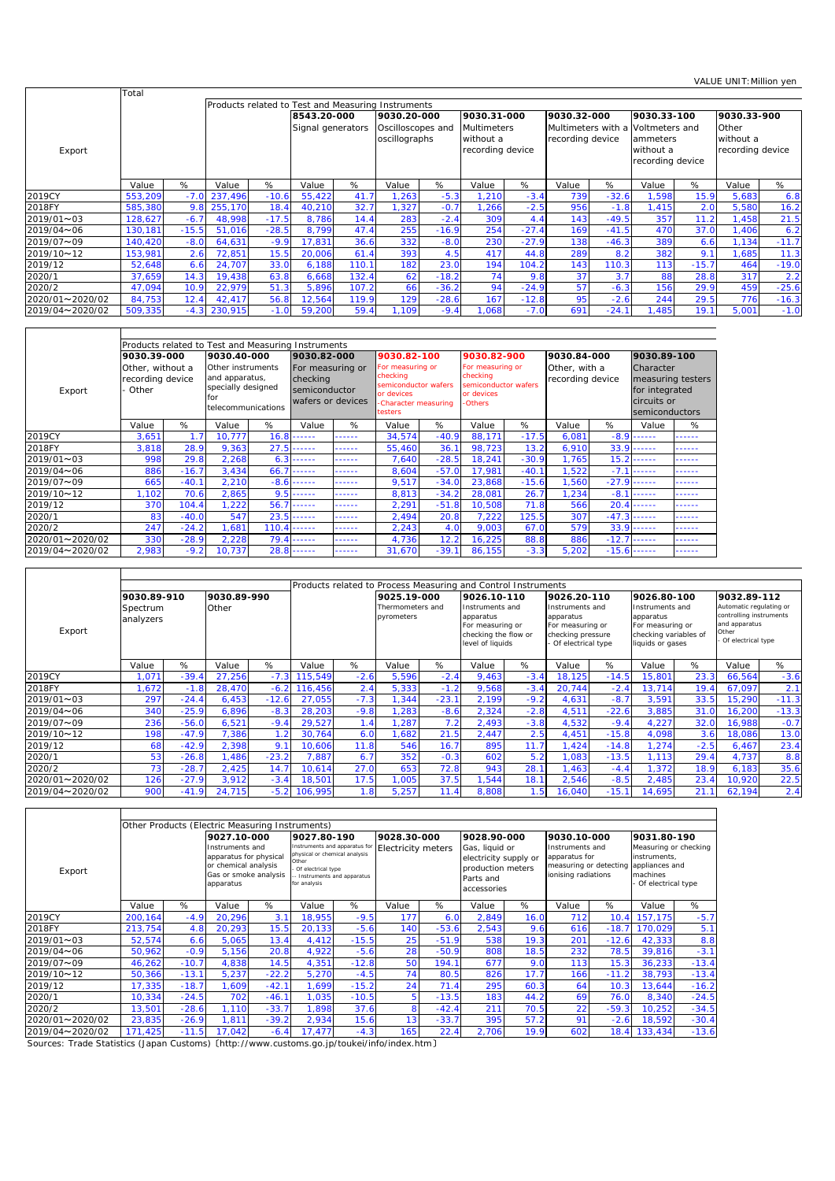VALUE UNIT:Million yen

| Export | Total | | Products related to Test and Measuring Instruments | | 8543.20-000 Signal generators | | 9030.20-000 Oscilloscopes and oscillographs | | 9030.31-000 Multimeters without a recording device | | 9030.32-000 Multimeters with a recording device | | 9030.33-100 Voltmeters and ammeters without a recording device | | 9030.33-900 Other without a recording device | |
|---|---|---|---|---|---|---|---|---|---|---|---|---|---|---|---|---|
| | Value | % | Value | % | Value | % | Value | % | Value | % | Value | % | Value | % | Value | % |
| 2019CY | 553,209 | -7.0 | 237,496 | -10.6 | 55,422 | 41.7 | 1,263 | -5.3 | 1,210 | -3.4 | 739 | -32.6 | 1,598 | 15.9 | 5,683 | 6.8 |
| 2018FY | 585,380 | 9.8 | 255,170 | 18.4 | 40,210 | 32.7 | 1,327 | -0.7 | 1,266 | -2.5 | 956 | -1.8 | 1,415 | 2.0 | 5,580 | 16.2 |
| 2019/01～03 | 128,627 | -6.7 | 48,998 | -17.5 | 8,786 | 14.4 | 283 | -2.4 | 309 | 4.4 | 143 | -49.5 | 357 | 11.2 | 1,458 | 21.5 |
| 2019/04～06 | 130,181 | -15.5 | 51,016 | -28.5 | 8,799 | 47.4 | 255 | -16.9 | 254 | -27.4 | 169 | -41.5 | 470 | 37.0 | 1,406 | 6.2 |
| 2019/07～09 | 140,420 | -8.0 | 64,631 | -9.9 | 17,831 | 36.6 | 332 | -8.0 | 230 | -27.9 | 138 | -46.3 | 389 | 6.6 | 1,134 | -11.7 |
| 2019/10～12 | 153,981 | 2.6 | 72,851 | 15.5 | 20,006 | 61.4 | 393 | 4.5 | 417 | 44.8 | 289 | 8.2 | 382 | 9.1 | 1,685 | 11.3 |
| 2019/12 | 52,648 | 6.6 | 24,707 | 33.0 | 6,188 | 110.1 | 182 | 23.0 | 194 | 104.2 | 143 | 110.3 | 113 | -15.7 | 464 | -19.0 |
| 2020/1 | 37,659 | 14.3 | 19,438 | 63.8 | 6,668 | 132.4 | 62 | -18.2 | 74 | 9.8 | 37 | 3.7 | 88 | 28.8 | 317 | 2.2 |
| 2020/2 | 47,094 | 10.9 | 22,979 | 51.3 | 5,896 | 107.2 | 66 | -36.2 | 94 | -24.9 | 57 | -6.3 | 156 | 29.9 | 459 | -25.6 |
| 2020/01～2020/02 | 84,753 | 12.4 | 42,417 | 56.8 | 12,564 | 119.9 | 129 | -28.6 | 167 | -12.8 | 95 | -2.6 | 244 | 29.5 | 776 | -16.3 |
| 2019/04～2020/02 | 509,335 | -4.3 | 230,915 | -1.0 | 59,200 | 59.4 | 1,109 | -9.4 | 1,068 | -7.0 | 691 | -24.1 | 1,485 | 19.1 | 5,001 | -1.0 |

| Export | Products related to Test and Measuring Instruments 9030.39-000 Other, without a recording device - Other | | 9030.40-000 Other instruments and apparatus, specially designed for telecommunications | | 9030.82-000 For measuring or checking semiconductor wafers or devices | | 9030.82-100 For measuring or checking semiconductor wafers or devices -Character measuring testers | | 9030.82-900 For measuring or checking semiconductor wafers or devices -Others | | 9030.84-000 Other, with a recording device | | 9030.89-100 Character measuring testers for integrated circuits or semiconductors | |
|---|---|---|---|---|---|---|---|---|---|---|---|---|---|---|
| | Value | % | Value | % | Value | % | Value | % | Value | % | Value | % | Value | % |
| 2019CY | 3,651 | 1.7 | 10,777 | 16.8 | ------ | ------ | 34,574 | -40.9 | 88,171 | -17.5 | 6,081 | -8.9 | ------ | ------ |
| 2018FY | 3,818 | 28.9 | 9,363 | 27.5 | ------ | ------ | 55,460 | 36.1 | 98,723 | 13.2 | 6,910 | 33.9 | ------ | ------ |
| 2019/01～03 | 998 | 29.8 | 2,268 | 6.3 | ------ | ------ | 7,640 | -28.5 | 18,241 | -30.9 | 1,765 | 15.2 | ------ | ------ |
| 2019/04～06 | 886 | -16.7 | 3,434 | 66.7 | ------ | ------ | 8,604 | -57.0 | 17,981 | -40.1 | 1,522 | -7.1 | ------ | ------ |
| 2019/07～09 | 665 | -40.1 | 2,210 | -8.6 | ------ | ------ | 9,517 | -34.0 | 23,868 | -15.6 | 1,560 | -27.9 | ------ | ------ |
| 2019/10～12 | 1,102 | 70.6 | 2,865 | 9.5 | ------ | ------ | 8,813 | -34.2 | 28,081 | 26.7 | 1,234 | -8.1 | ------ | ------ |
| 2019/12 | 370 | 104.4 | 1,222 | 56.7 | ------ | ------ | 2,291 | -51.8 | 10,508 | 71.8 | 566 | 20.4 | ------ | ------ |
| 2020/1 | 83 | -40.0 | 547 | 23.5 | ------ | ------ | 2,494 | 20.8 | 7,222 | 125.5 | 307 | -47.3 | ------ | ------ |
| 2020/2 | 247 | -24.2 | 1,681 | 110.4 | ------ | ------ | 2,243 | 4.0 | 9,003 | 67.0 | 579 | 33.9 | ------ | ------ |
| 2020/01～2020/02 | 330 | -28.9 | 2,228 | 79.4 | ------ | ------ | 4,736 | 12.2 | 16,225 | 88.8 | 886 | -12.7 | ------ | ------ |
| 2019/04～2020/02 | 2,983 | -9.2 | 10,737 | 28.8 | ------ | ------ | 31,670 | -39.1 | 86,155 | -3.3 | 5,202 | -15.6 | ------ | ------ |

| Export | 9030.89-910 Spectrum analyzers | | 9030.89-990 Other | | Products related to Process Measuring and Control Instruments | | 9025.19-000 Thermometers and pyrometers | | 9026.10-110 Instruments and apparatus For measuring or checking the flow or level of liquids | | 9026.20-110 Instruments and apparatus For measuring or checking pressure - Of electrical type | | 9026.80-100 Instruments and apparatus For measuring or checking variables of liquids or gases | | 9032.89-112 Automatic regulating or controlling instruments and apparatus Other - Of electrical type | |
|---|---|---|---|---|---|---|---|---|---|---|---|---|---|---|---|---|
| | Value | % | Value | % | Value | % | Value | % | Value | % | Value | % | Value | % | Value | % |
| 2019CY | 1,071 | -39.4 | 27,256 | -7.3 | 115,549 | -2.6 | 5,596 | -2.4 | 9,463 | -3.4 | 18,125 | -14.5 | 15,801 | 23.3 | 66,564 | -3.6 |
| 2018FY | 1,672 | -1.8 | 28,470 | -6.2 | 116,456 | 2.4 | 5,333 | -1.2 | 9,568 | -3.4 | 20,744 | -2.4 | 13,714 | 19.4 | 67,097 | 2.1 |
| 2019/01～03 | 297 | -24.4 | 6,453 | -12.6 | 27,055 | -7.3 | 1,344 | -23.1 | 2,199 | -9.2 | 4,631 | -8.7 | 3,591 | 33.5 | 15,290 | -11.3 |
| 2019/04～06 | 340 | -25.9 | 6,896 | -8.3 | 28,203 | -9.8 | 1,283 | -8.6 | 2,324 | -2.8 | 4,511 | -22.6 | 3,885 | 31.0 | 16,200 | -13.3 |
| 2019/07～09 | 236 | -56.0 | 6,521 | -9.4 | 29,527 | 1.4 | 1,287 | 7.2 | 2,493 | -3.8 | 4,532 | -9.4 | 4,227 | 32.0 | 16,988 | -0.7 |
| 2019/10～12 | 198 | -47.9 | 7,386 | 1.2 | 30,764 | 6.0 | 1,682 | 21.5 | 2,447 | 2.5 | 4,451 | -15.8 | 4,098 | 3.6 | 18,086 | 13.0 |
| 2019/12 | 68 | -42.9 | 2,398 | 9.1 | 10,606 | 11.8 | 546 | 16.7 | 895 | 11.7 | 1,424 | -14.8 | 1,274 | -2.5 | 6,467 | 23.4 |
| 2020/1 | 53 | -26.8 | 1,486 | -23.2 | 7,887 | 6.7 | 352 | -0.3 | 602 | 5.2 | 1,083 | -13.5 | 1,113 | 29.4 | 4,737 | 8.8 |
| 2020/2 | 73 | -28.7 | 2,425 | 14.7 | 10,614 | 27.0 | 653 | 72.8 | 943 | 28.1 | 1,463 | -4.4 | 1,372 | 18.9 | 6,183 | 35.6 |
| 2020/01～2020/02 | 126 | -27.9 | 3,912 | -3.4 | 18,501 | 17.5 | 1,005 | 37.5 | 1,544 | 18.1 | 2,546 | -8.5 | 2,485 | 23.4 | 10,920 | 22.5 |
| 2019/04～2020/02 | 900 | -41.9 | 24,715 | -5.2 | 106,995 | 1.8 | 5,257 | 11.4 | 8,808 | 1.5 | 16,040 | -15.1 | 14,695 | 21.1 | 62,194 | 2.4 |

| Export | Other Products (Electric Measuring Instruments) | | 9027.10-000 Instruments and apparatus for physical or chemical analysis Gas or smoke analysis apparatus | | 9027.80-190 Instruments and apparatus for physical or chemical analysis Other - Of electrical type -- Instruments and apparatus for analysis | | 9028.30-000 Electricity meters | | 9028.90-000 Gas, liquid or electricity supply or production meters Parts and accessories | | 9030.10-000 Instruments and apparatus for measuring or detecting ionising radiations | | 9031.80-190 Measuring or checking instruments, appliances and machines - Of electrical type | |
|---|---|---|---|---|---|---|---|---|---|---|---|---|---|---|
| | Value | % | Value | % | Value | % | Value | % | Value | % | Value | % | Value | % |
| 2019CY | 200,164 | -4.9 | 20,296 | 3.1 | 18,955 | -9.5 | 177 | 6.0 | 2,849 | 16.0 | 712 | 10.4 | 157,175 | -5.7 |
| 2018FY | 213,754 | 4.8 | 20,293 | 15.5 | 20,133 | -5.6 | 140 | -53.6 | 2,543 | 9.6 | 616 | -18.7 | 170,029 | 5.1 |
| 2019/01～03 | 52,574 | 6.6 | 5,065 | 13.4 | 4,412 | -15.5 | 25 | -51.9 | 538 | 19.3 | 201 | -12.6 | 42,333 | 8.8 |
| 2019/04～06 | 50,962 | -0.9 | 5,156 | 20.8 | 4,922 | -5.6 | 28 | -50.9 | 808 | 18.5 | 232 | 78.5 | 39,816 | -3.1 |
| 2019/07～09 | 46,262 | -10.7 | 4,838 | 14.5 | 4,351 | -12.8 | 50 | 194.1 | 677 | 9.0 | 113 | 15.3 | 36,233 | -13.4 |
| 2019/10～12 | 50,366 | -13.1 | 5,237 | -22.2 | 5,270 | -4.5 | 74 | 80.5 | 826 | 17.7 | 166 | -11.2 | 38,793 | -13.4 |
| 2019/12 | 17,335 | -18.7 | 1,609 | -42.1 | 1,699 | -15.2 | 24 | 71.4 | 295 | 60.3 | 64 | 10.3 | 13,644 | -16.2 |
| 2020/1 | 10,334 | -24.5 | 702 | -46.1 | 1,035 | -10.5 | 5 | -13.5 | 183 | 44.2 | 69 | 76.0 | 8,340 | -24.5 |
| 2020/2 | 13,501 | -28.6 | 1,110 | -33.7 | 1,898 | 37.6 | 8 | -42.4 | 211 | 70.5 | 22 | -59.3 | 10,252 | -34.5 |
| 2020/01～2020/02 | 23,835 | -26.9 | 1,811 | -39.2 | 2,934 | 15.6 | 13 | -33.7 | 395 | 57.2 | 91 | -2.6 | 18,592 | -30.4 |
| 2019/04～2020/02 | 171,425 | -11.5 | 17,042 | -6.4 | 17,477 | -4.3 | 165 | 22.4 | 2,706 | 19.9 | 602 | 18.4 | 133,434 | -13.6 |

Sources: Trade Statistics (Japan Customs)〔http://www.customs.go.jp/toukei/info/index.htm〕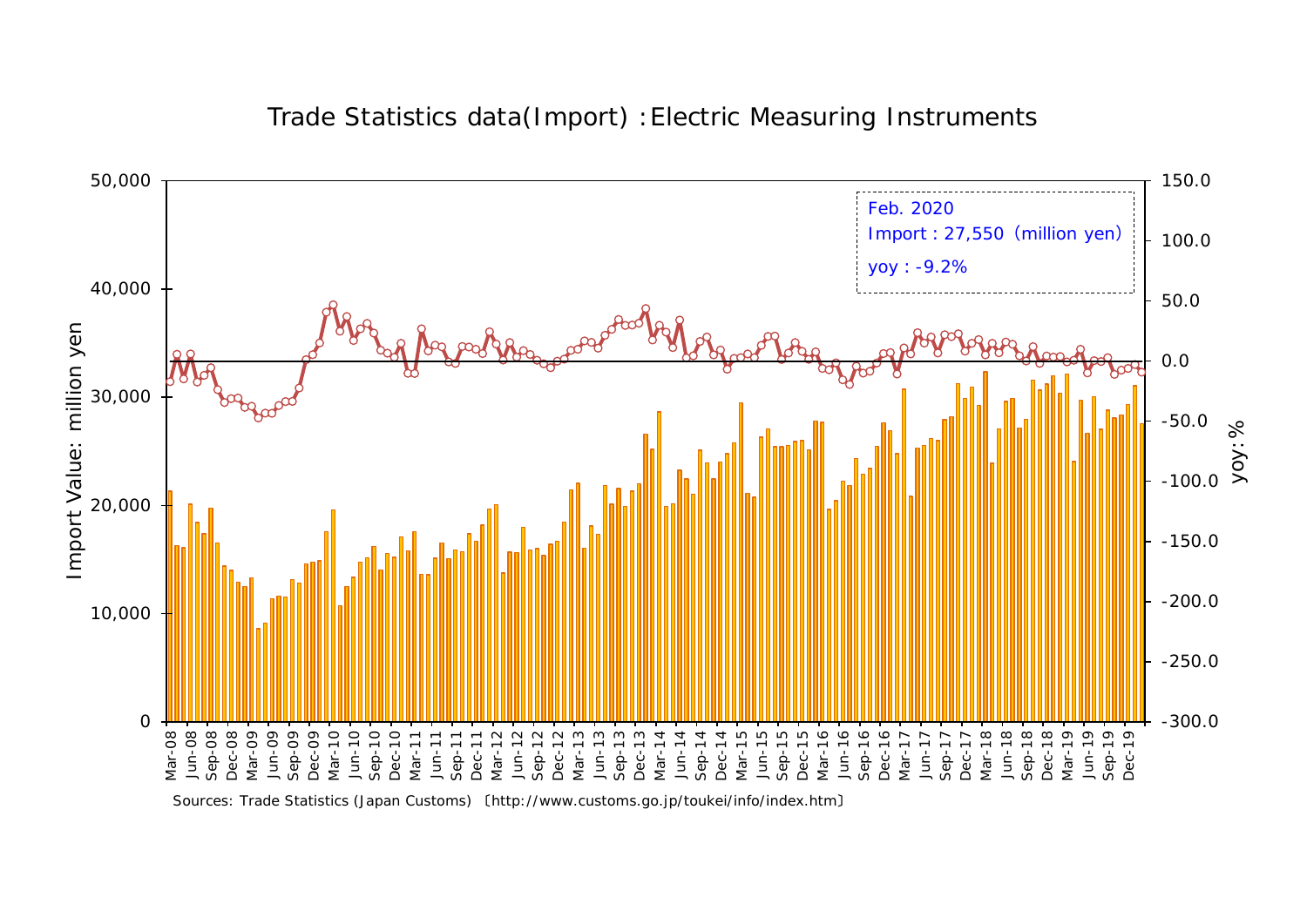# Trade Statistics data(Import) :Electric Measuring Instruments

Feb. 2020
Import : 27,550 (million yen)
yoy : -9.2%

Import Value: million yen

yoy:%

Sources: Trade Statistics (Japan Customs) 〔http://www.customs.go.jp/toukei/info/index.htm〕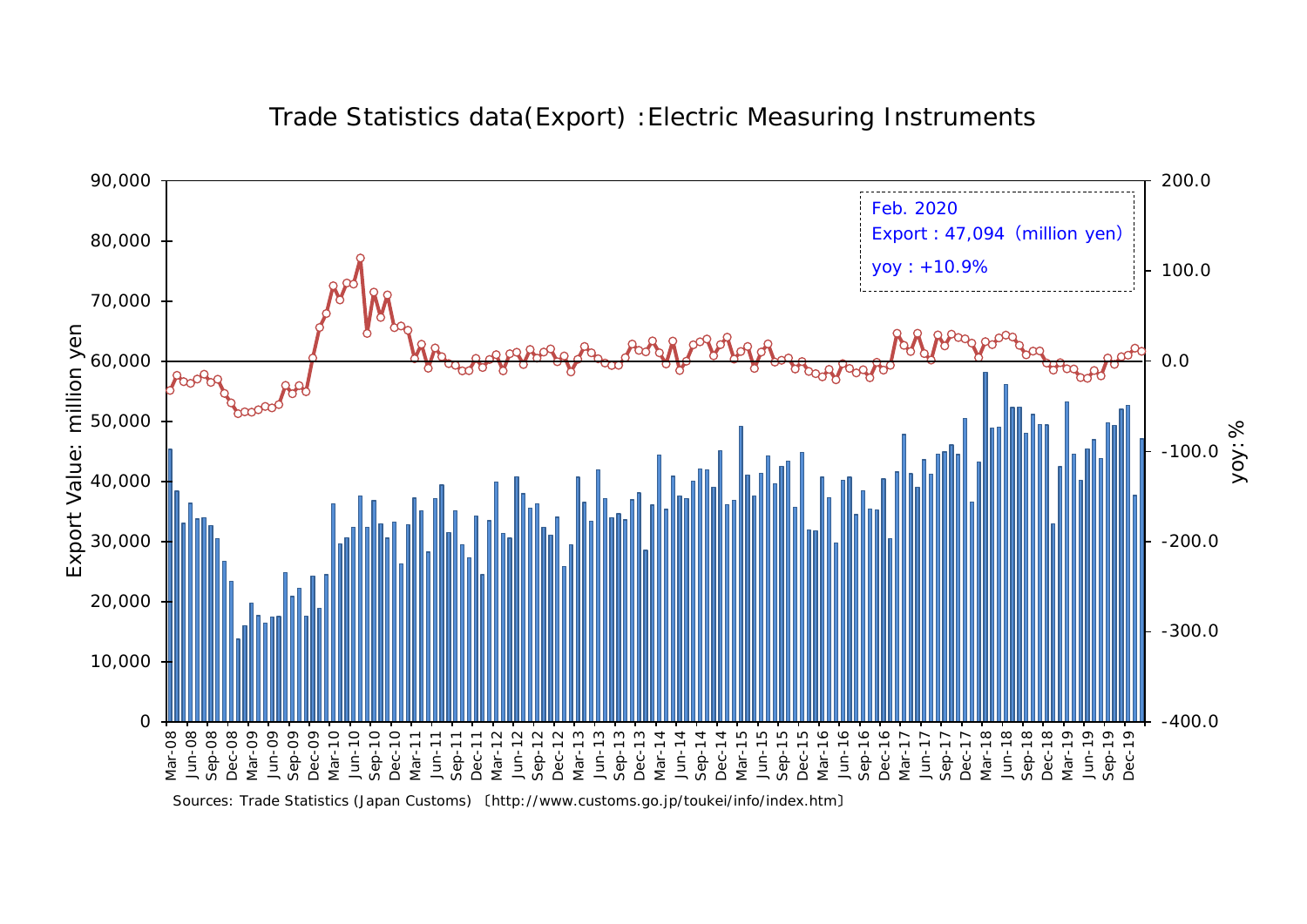# Trade Statistics data(Export) :Electric Measuring Instruments

Feb. 2020
Export : 47,094（million yen）
yoy : +10.9%

Export Value: million yen

90,000
80,000
70,000
60,000
50,000
40,000
30,000
20,000
10,000
0

yoy:%

200.0
100.0
0.0
-100.0
-200.0
-300.0
-400.0

Mar-08 Jun-08 Sep-08 Dec-08 Mar-09 Jun-09 Sep-09 Dec-09 Mar-10 Jun-10 Sep-10 Dec-10 Mar-11 Jun-11 Sep-11 Dec-11 Mar-12 Jun-12 Sep-12 Dec-12 Mar-13 Jun-13 Sep-13 Dec-13 Mar-14 Jun-14 Sep-14 Dec-14 Mar-15 Jun-15 Sep-15 Dec-15 Mar-16 Jun-16 Sep-16 Dec-16 Mar-17 Jun-17 Sep-17 Dec-17 Mar-18 Jun-18 Sep-18 Dec-18 Mar-19 Jun-19 Sep-19 Dec-19

Sources: Trade Statistics (Japan Customs) 〔http://www.customs.go.jp/toukei/info/index.htm〕